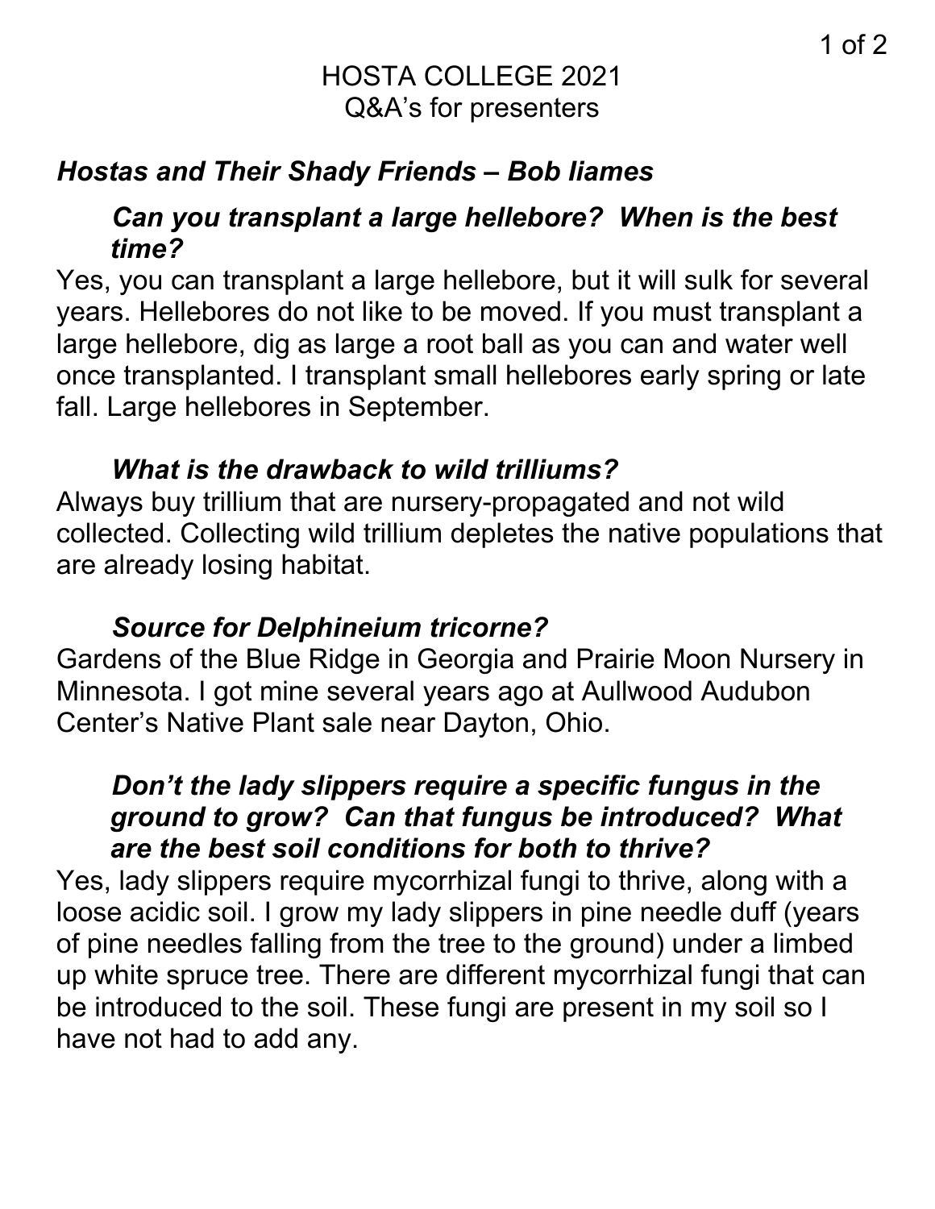# HOSTA COLLEGE 2021
## Q&A's for presenters

### *Hostas and Their Shady Friends – Bob Iiames*

#### *Can you transplant a large hellebore? When is the best time?*

Yes, you can transplant a large hellebore, but it will sulk for several years. Hellebores do not like to be moved. If you must transplant a large hellebore, dig as large a root ball as you can and water well once transplanted. I transplant small hellebores early spring or late fall. Large hellebores in September.

#### *What is the drawback to wild trilliums?*

Always buy trillium that are nursery-propagated and not wild collected. Collecting wild trillium depletes the native populations that are already losing habitat.

#### *Source for Delphineium tricorne?*

Gardens of the Blue Ridge in Georgia and Prairie Moon Nursery in Minnesota. I got mine several years ago at Aullwood Audubon Center's Native Plant sale near Dayton, Ohio.

#### *Don't the lady slippers require a specific fungus in the ground to grow? Can that fungus be introduced? What are the best soil conditions for both to thrive?*

Yes, lady slippers require mycorrhizal fungi to thrive, along with a loose acidic soil. I grow my lady slippers in pine needle duff (years of pine needles falling from the tree to the ground) under a limbed up white spruce tree. There are different mycorrhizal fungi that can be introduced to the soil. These fungi are present in my soil so I have not had to add any.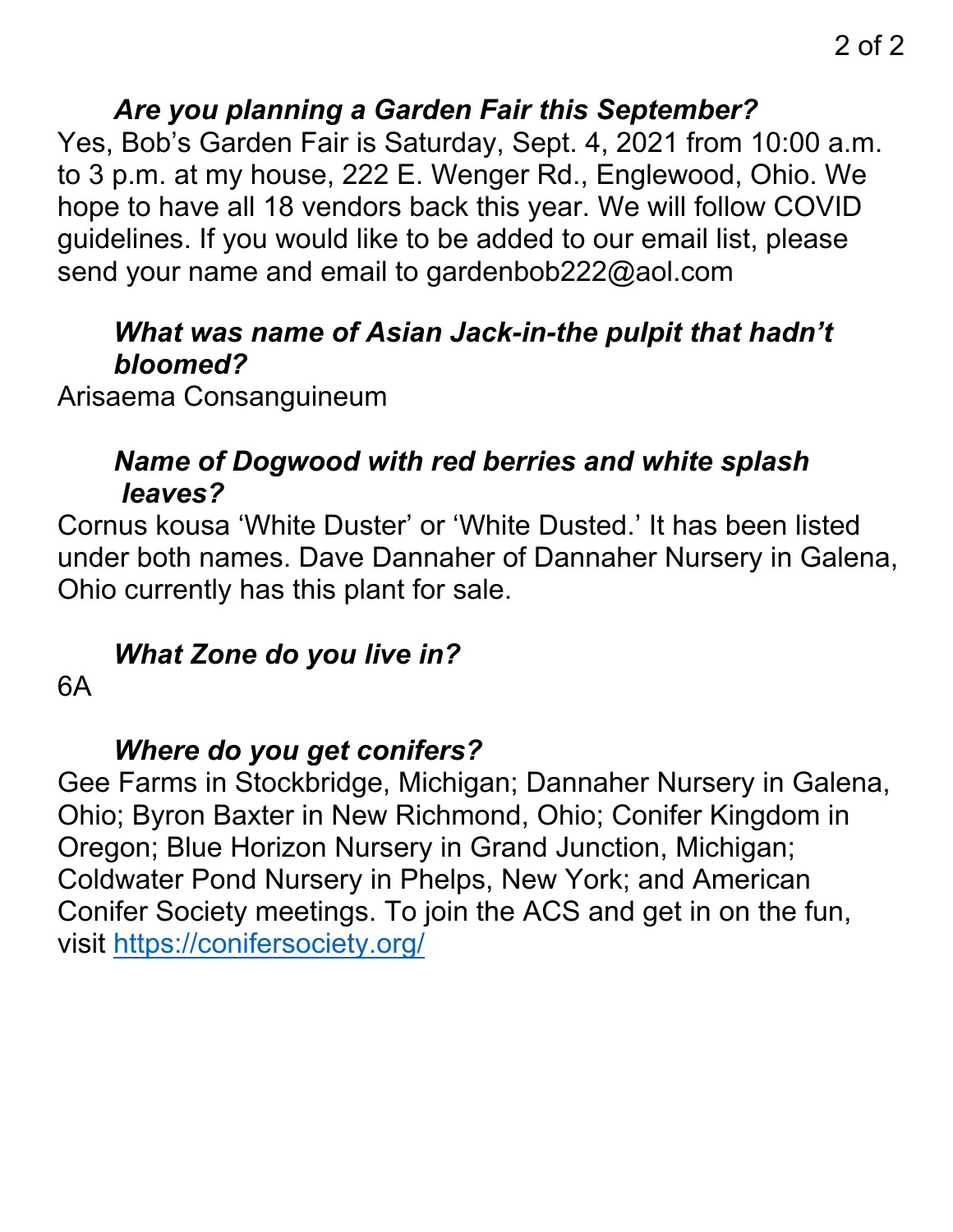***Are you planning a Garden Fair this September?***

Yes, Bob's Garden Fair is Saturday, Sept. 4, 2021 from 10:00 a.m. to 3 p.m. at my house, 222 E. Wenger Rd., Englewood, Ohio. We hope to have all 18 vendors back this year. We will follow COVID guidelines. If you would like to be added to our email list, please send your name and email to gardenbob222@aol.com

***What was name of Asian Jack-in-the pulpit that hadn't bloomed?***

Arisaema Consanguineum

***Name of Dogwood with red berries and white splash leaves?***

Cornus kousa 'White Duster' or 'White Dusted.' It has been listed under both names. Dave Dannaher of Dannaher Nursery in Galena, Ohio currently has this plant for sale.

***What Zone do you live in?***

6A

***Where do you get conifers?***

Gee Farms in Stockbridge, Michigan; Dannaher Nursery in Galena, Ohio; Byron Baxter in New Richmond, Ohio; Conifer Kingdom in Oregon; Blue Horizon Nursery in Grand Junction, Michigan; Coldwater Pond Nursery in Phelps, New York; and American Conifer Society meetings. To join the ACS and get in on the fun, visit [https://conifersociety.org/](https://conifersociety.org/)